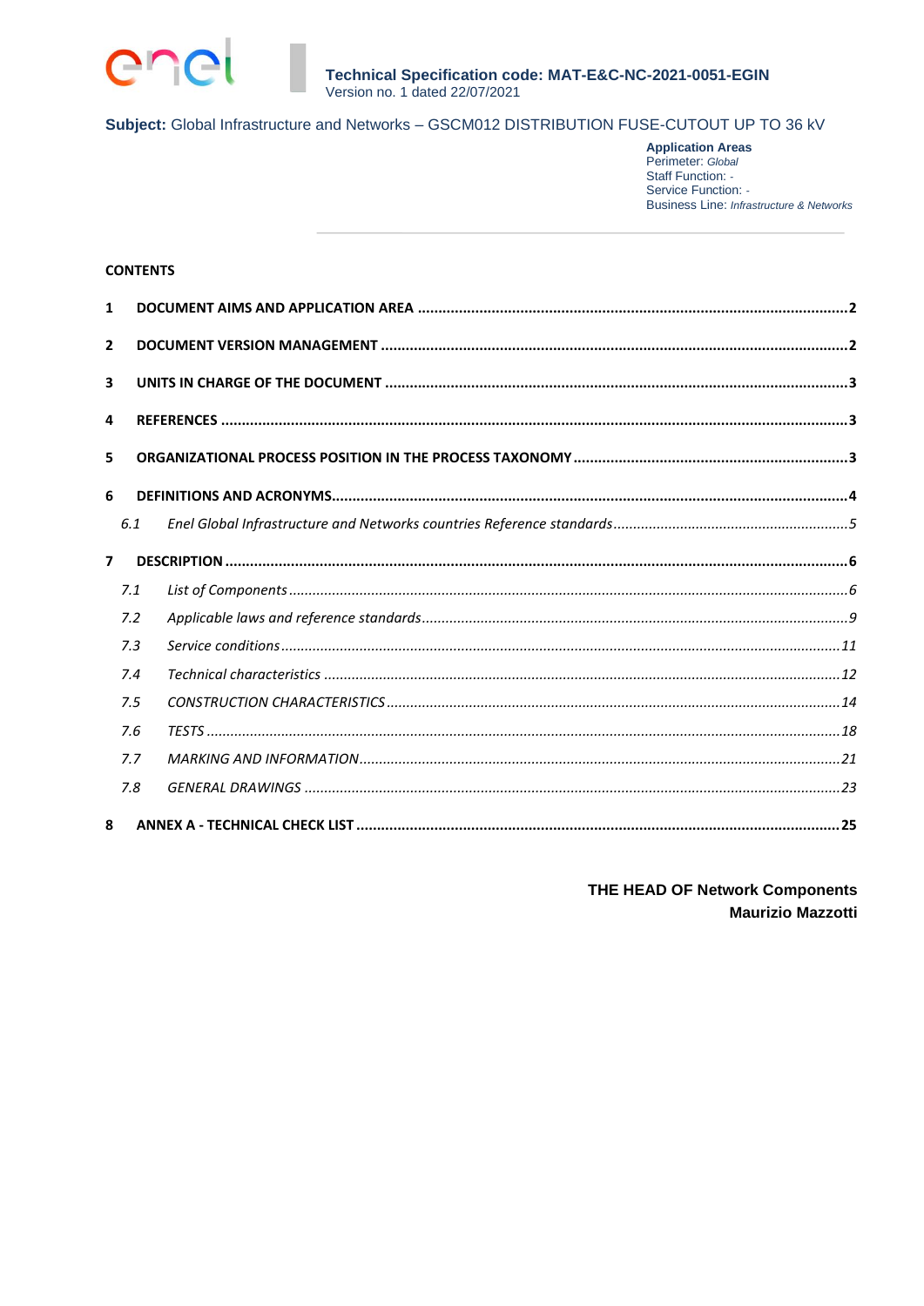**Technical Specification code: MAT-E&C-NC-2021-0051-EGIN**
Version no. 1 dated 22/07/2021

**Subject:** Global Infrastructure and Networks – GSCM012 DISTRIBUTION FUSE-CUTOUT UP TO 36 kV

**Application Areas**
Perimeter: *Global*
Staff Function: -
Service Function: -
Business Line: *Infrastructure & Networks*

**CONTENTS**

**1 DOCUMENT AIMS AND APPLICATION AREA** ..... 2

**2 DOCUMENT VERSION MANAGEMENT** ..... 2

**3 UNITS IN CHARGE OF THE DOCUMENT** ..... 3

**4 REFERENCES** ..... 3

**5 ORGANIZATIONAL PROCESS POSITION IN THE PROCESS TAXONOMY** ..... 3

**6 DEFINITIONS AND ACRONYMS** ..... 4

*6.1 Enel Global Infrastructure and Networks countries Reference standards* ..... 5

**7 DESCRIPTION** ..... 6

*7.1 List of Components* ..... 6

*7.2 Applicable laws and reference standards* ..... 9

*7.3 Service conditions* ..... 11

*7.4 Technical characteristics* ..... 12

*7.5 CONSTRUCTION CHARACTERISTICS* ..... 14

*7.6 TESTS* ..... 18

*7.7 MARKING AND INFORMATION* ..... 21

*7.8 GENERAL DRAWINGS* ..... 23

**8 ANNEX A - TECHNICAL CHECK LIST** ..... 25

**THE HEAD OF Network Components**
**Maurizio Mazzotti**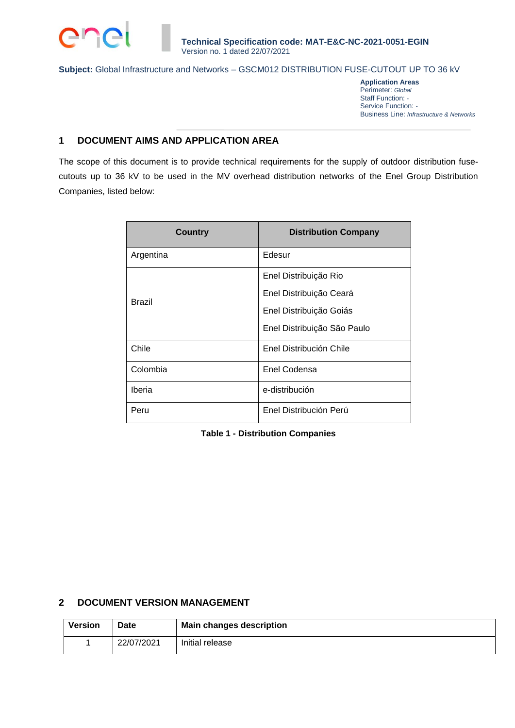**Subject:** Global Infrastructure and Networks – GSCM012 DISTRIBUTION FUSE-CUTOUT UP TO 36 kV

**Application Areas**
Perimeter: *Global*
Staff Function: -
Service Function: -
Business Line: *Infrastructure & Networks*

## 1 DOCUMENT AIMS AND APPLICATION AREA

The scope of this document is to provide technical requirements for the supply of outdoor distribution fuse-cutouts up to 36 kV to be used in the MV overhead distribution networks of the Enel Group Distribution Companies, listed below:

| Country | Distribution Company |
|---|---|
| Argentina | Edesur |
| Brazil | Enel Distribuição Rio<br>Enel Distribuição Ceará<br>Enel Distribuição Goiás<br>Enel Distribuição São Paulo |
| Chile | Enel Distribución Chile |
| Colombia | Enel Codensa |
| Iberia | e-distribución |
| Peru | Enel Distribución Perú |

**Table 1 - Distribution Companies**

## 2 DOCUMENT VERSION MANAGEMENT

| Version | Date | Main changes description |
|---|---|---|
| 1 | 22/07/2021 | Initial release |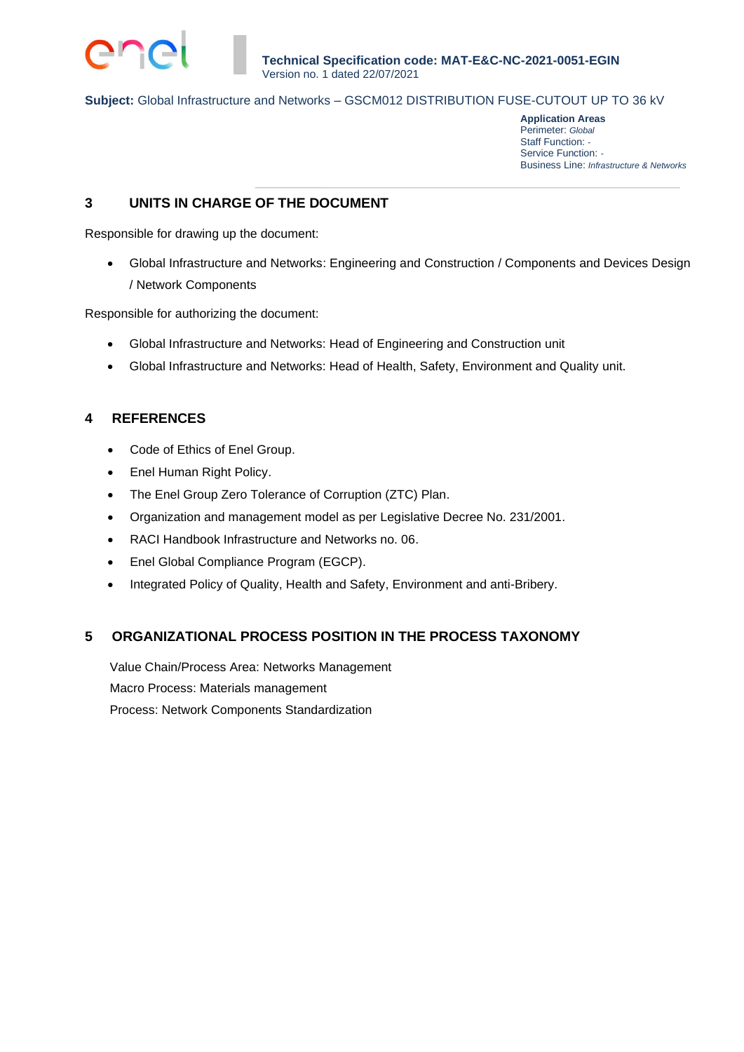## 3 UNITS IN CHARGE OF THE DOCUMENT

Responsible for drawing up the document:

- Global Infrastructure and Networks: Engineering and Construction / Components and Devices Design / Network Components

Responsible for authorizing the document:

- Global Infrastructure and Networks: Head of Engineering and Construction unit
- Global Infrastructure and Networks: Head of Health, Safety, Environment and Quality unit.

## 4 REFERENCES

- Code of Ethics of Enel Group.
- Enel Human Right Policy.
- The Enel Group Zero Tolerance of Corruption (ZTC) Plan.
- Organization and management model as per Legislative Decree No. 231/2001.
- RACI Handbook Infrastructure and Networks no. 06.
- Enel Global Compliance Program (EGCP).
- Integrated Policy of Quality, Health and Safety, Environment and anti-Bribery.

## 5 ORGANIZATIONAL PROCESS POSITION IN THE PROCESS TAXONOMY

Value Chain/Process Area: Networks Management

Macro Process: Materials management

Process: Network Components Standardization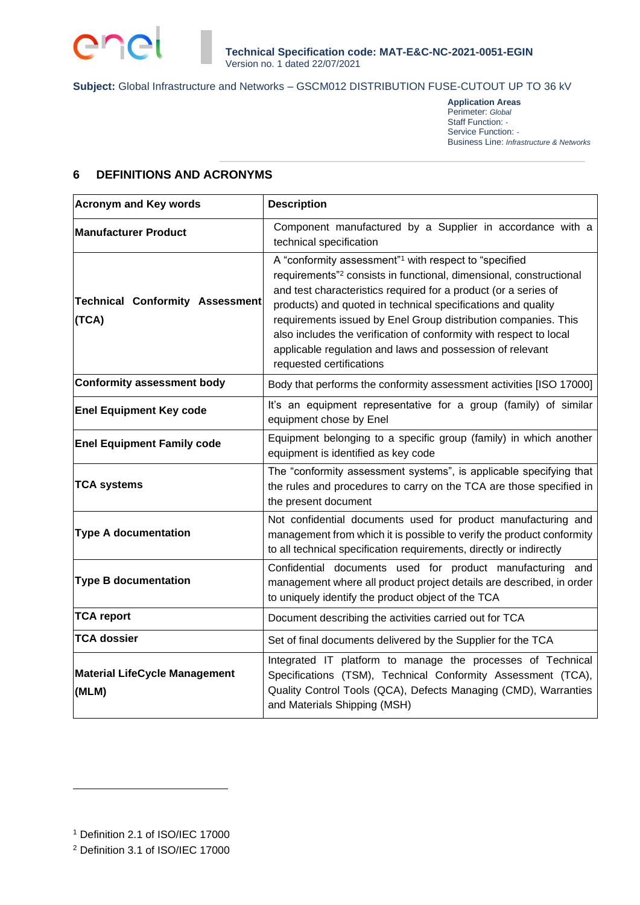## 6 DEFINITIONS AND ACRONYMS

| Acronym and Key words | Description |
|---|---|
| **Manufacturer Product** | Component manufactured by a Supplier in accordance with a technical specification |
| **Technical Conformity Assessment (TCA)** | A "conformity assessment"[1] with respect to "specified requirements"[2] consists in functional, dimensional, constructional and test characteristics required for a product (or a series of products) and quoted in technical specifications and quality requirements issued by Enel Group distribution companies. This also includes the verification of conformity with respect to local applicable regulation and laws and possession of relevant requested certifications |
| **Conformity assessment body** | Body that performs the conformity assessment activities [ISO 17000] |
| **Enel Equipment Key code** | It's an equipment representative for a group (family) of similar equipment chose by Enel |
| **Enel Equipment Family code** | Equipment belonging to a specific group (family) in which another equipment is identified as key code |
| **TCA systems** | The "conformity assessment systems", is applicable specifying that the rules and procedures to carry on the TCA are those specified in the present document |
| **Type A documentation** | Not confidential documents used for product manufacturing and management from which it is possible to verify the product conformity to all technical specification requirements, directly or indirectly |
| **Type B documentation** | Confidential documents used for product manufacturing and management where all product project details are described, in order to uniquely identify the product object of the TCA |
| **TCA report** | Document describing the activities carried out for TCA |
| **TCA dossier** | Set of final documents delivered by the Supplier for the TCA |
| **Material LifeCycle Management (MLM)** | Integrated IT platform to manage the processes of Technical Specifications (TSM), Technical Conformity Assessment (TCA), Quality Control Tools (QCA), Defects Managing (CMD), Warranties and Materials Shipping (MSH) |

[1] Definition 2.1 of ISO/IEC 17000

[2] Definition 3.1 of ISO/IEC 17000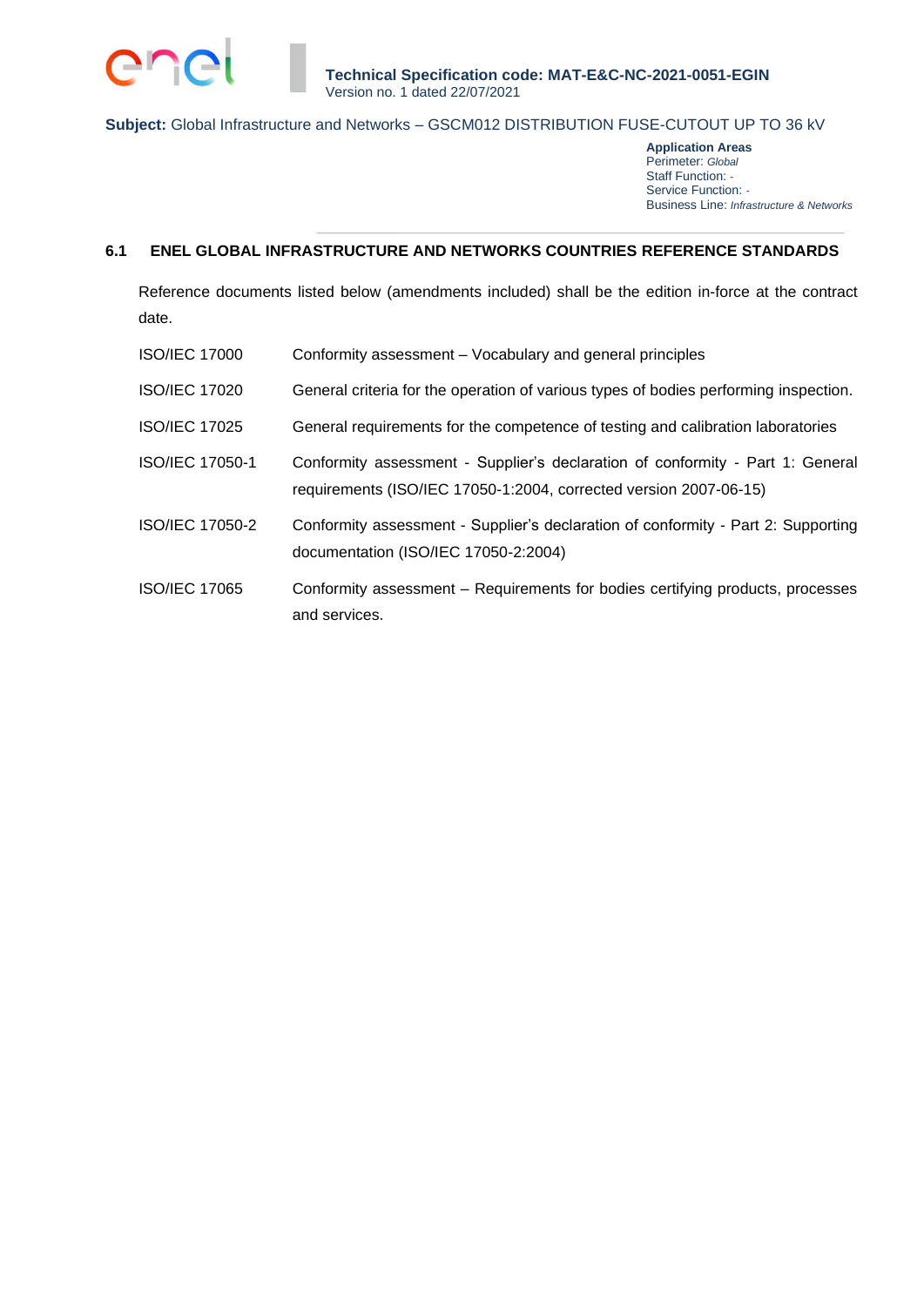## 6.1 ENEL GLOBAL INFRASTRUCTURE AND NETWORKS COUNTRIES REFERENCE STANDARDS

Reference documents listed below (amendments included) shall be the edition in-force at the contract date.

| | |
|---|---|
| ISO/IEC 17000 | Conformity assessment – Vocabulary and general principles |
| ISO/IEC 17020 | General criteria for the operation of various types of bodies performing inspection. |
| ISO/IEC 17025 | General requirements for the competence of testing and calibration laboratories |
| ISO/IEC 17050-1 | Conformity assessment - Supplier's declaration of conformity - Part 1: General requirements (ISO/IEC 17050-1:2004, corrected version 2007-06-15) |
| ISO/IEC 17050-2 | Conformity assessment - Supplier's declaration of conformity - Part 2: Supporting documentation (ISO/IEC 17050-2:2004) |
| ISO/IEC 17065 | Conformity assessment – Requirements for bodies certifying products, processes and services. |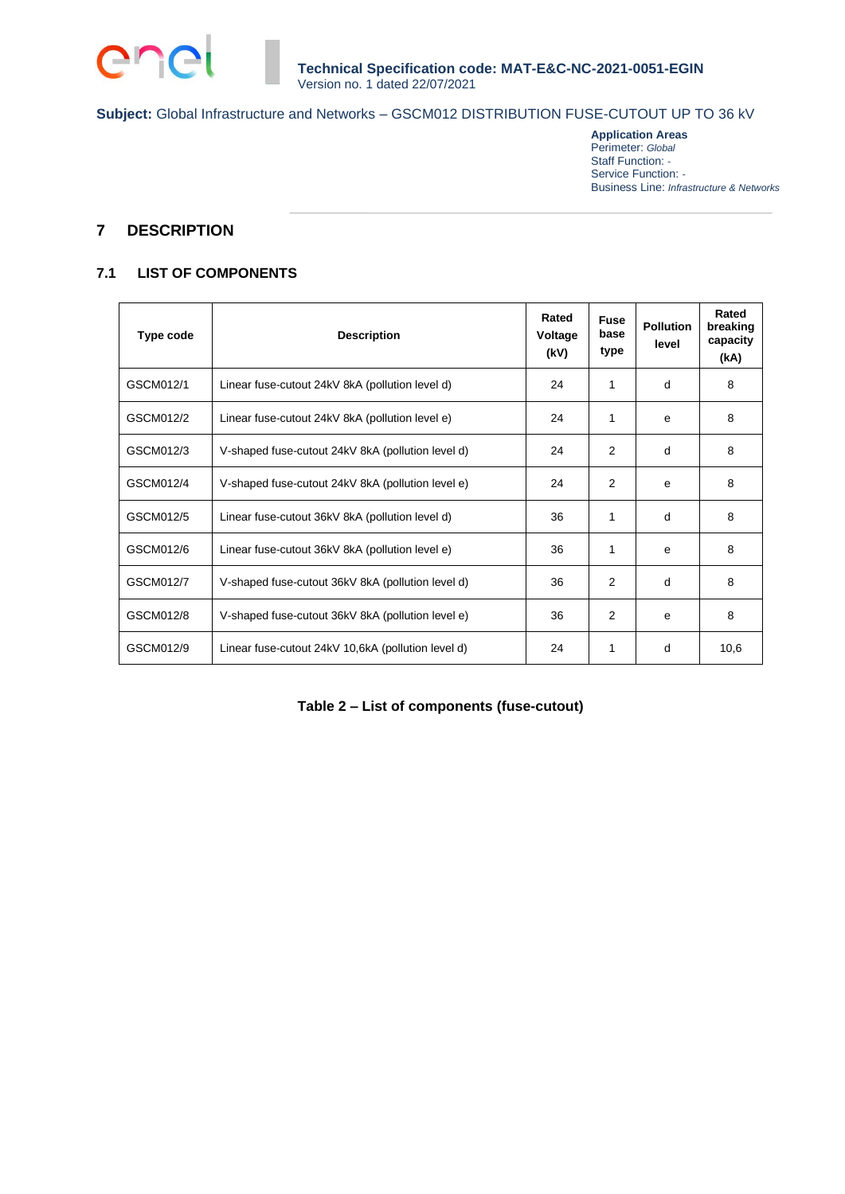# 7 DESCRIPTION

## 7.1 LIST OF COMPONENTS

| Type code | Description | Rated Voltage (kV) | Fuse base type | Pollution level | Rated breaking capacity (kA) |
|---|---|---|---|---|---|
| GSCM012/1 | Linear fuse-cutout 24kV 8kA (pollution level d) | 24 | 1 | d | 8 |
| GSCM012/2 | Linear fuse-cutout 24kV 8kA (pollution level e) | 24 | 1 | e | 8 |
| GSCM012/3 | V-shaped fuse-cutout 24kV 8kA (pollution level d) | 24 | 2 | d | 8 |
| GSCM012/4 | V-shaped fuse-cutout 24kV 8kA (pollution level e) | 24 | 2 | e | 8 |
| GSCM012/5 | Linear fuse-cutout 36kV 8kA (pollution level d) | 36 | 1 | d | 8 |
| GSCM012/6 | Linear fuse-cutout 36kV 8kA (pollution level e) | 36 | 1 | e | 8 |
| GSCM012/7 | V-shaped fuse-cutout 36kV 8kA (pollution level d) | 36 | 2 | d | 8 |
| GSCM012/8 | V-shaped fuse-cutout 36kV 8kA (pollution level e) | 36 | 2 | e | 8 |
| GSCM012/9 | Linear fuse-cutout 24kV 10,6kA (pollution level d) | 24 | 1 | d | 10,6 |

**Table 2 – List of components (fuse-cutout)**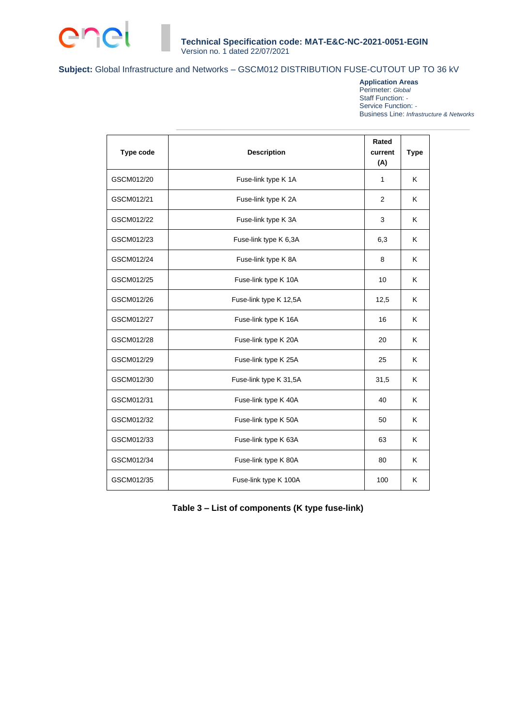| Type code | Description | Rated current (A) | Type |
|---|---|---|---|
| GSCM012/20 | Fuse-link type K 1A | 1 | K |
| GSCM012/21 | Fuse-link type K 2A | 2 | K |
| GSCM012/22 | Fuse-link type K 3A | 3 | K |
| GSCM012/23 | Fuse-link type K 6,3A | 6,3 | K |
| GSCM012/24 | Fuse-link type K 8A | 8 | K |
| GSCM012/25 | Fuse-link type K 10A | 10 | K |
| GSCM012/26 | Fuse-link type K 12,5A | 12,5 | K |
| GSCM012/27 | Fuse-link type K 16A | 16 | K |
| GSCM012/28 | Fuse-link type K 20A | 20 | K |
| GSCM012/29 | Fuse-link type K 25A | 25 | K |
| GSCM012/30 | Fuse-link type K 31,5A | 31,5 | K |
| GSCM012/31 | Fuse-link type K 40A | 40 | K |
| GSCM012/32 | Fuse-link type K 50A | 50 | K |
| GSCM012/33 | Fuse-link type K 63A | 63 | K |
| GSCM012/34 | Fuse-link type K 80A | 80 | K |
| GSCM012/35 | Fuse-link type K 100A | 100 | K |

**Table 3 – List of components (K type fuse-link)**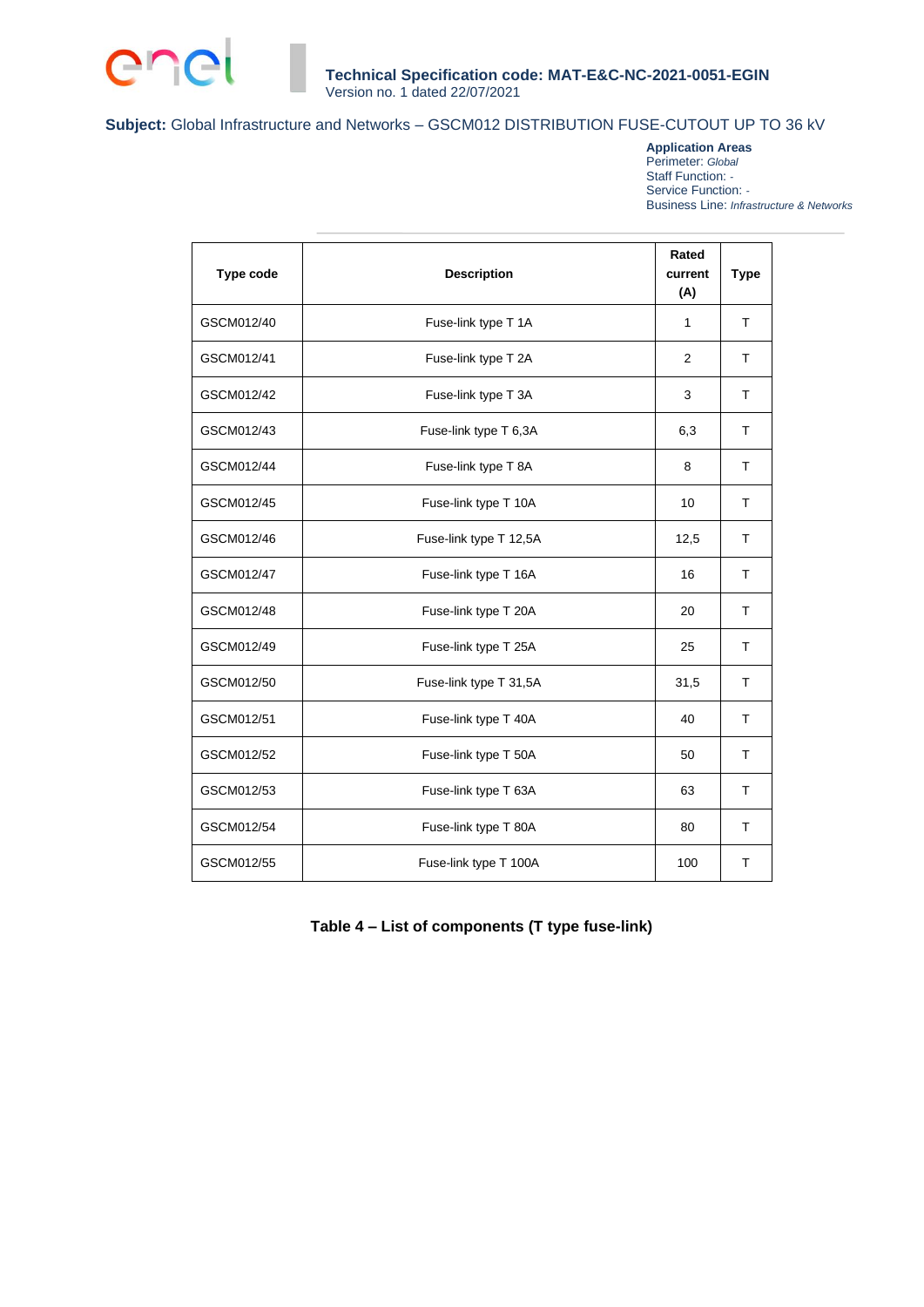| Type code | Description | Rated current (A) | Type |
|---|---|---|---|
| GSCM012/40 | Fuse-link type T 1A | 1 | T |
| GSCM012/41 | Fuse-link type T 2A | 2 | T |
| GSCM012/42 | Fuse-link type T 3A | 3 | T |
| GSCM012/43 | Fuse-link type T 6,3A | 6,3 | T |
| GSCM012/44 | Fuse-link type T 8A | 8 | T |
| GSCM012/45 | Fuse-link type T 10A | 10 | T |
| GSCM012/46 | Fuse-link type T 12,5A | 12,5 | T |
| GSCM012/47 | Fuse-link type T 16A | 16 | T |
| GSCM012/48 | Fuse-link type T 20A | 20 | T |
| GSCM012/49 | Fuse-link type T 25A | 25 | T |
| GSCM012/50 | Fuse-link type T 31,5A | 31,5 | T |
| GSCM012/51 | Fuse-link type T 40A | 40 | T |
| GSCM012/52 | Fuse-link type T 50A | 50 | T |
| GSCM012/53 | Fuse-link type T 63A | 63 | T |
| GSCM012/54 | Fuse-link type T 80A | 80 | T |
| GSCM012/55 | Fuse-link type T 100A | 100 | T |

**Table 4 – List of components (T type fuse-link)**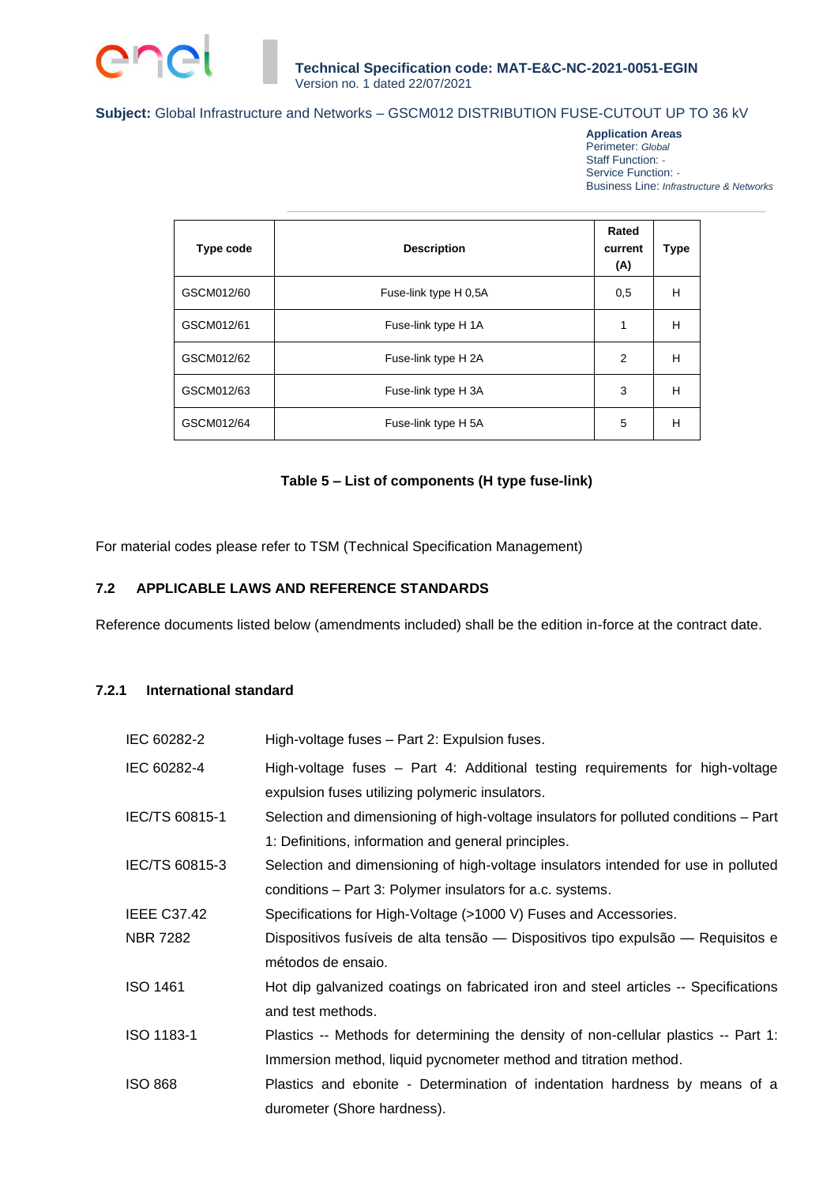| Type code | Description | Rated current (A) | Type |
|---|---|---|---|
| GSCM012/60 | Fuse-link type H 0,5A | 0,5 | H |
| GSCM012/61 | Fuse-link type H 1A | 1 | H |
| GSCM012/62 | Fuse-link type H 2A | 2 | H |
| GSCM012/63 | Fuse-link type H 3A | 3 | H |
| GSCM012/64 | Fuse-link type H 5A | 5 | H |

**Table 5 – List of components (H type fuse-link)**

For material codes please refer to TSM (Technical Specification Management)

## 7.2 APPLICABLE LAWS AND REFERENCE STANDARDS

Reference documents listed below (amendments included) shall be the edition in-force at the contract date.

### 7.2.1 International standard

| | |
|---|---|
| IEC 60282-2 | High-voltage fuses – Part 2: Expulsion fuses. |
| IEC 60282-4 | High-voltage fuses – Part 4: Additional testing requirements for high-voltage expulsion fuses utilizing polymeric insulators. |
| IEC/TS 60815-1 | Selection and dimensioning of high-voltage insulators for polluted conditions – Part 1: Definitions, information and general principles. |
| IEC/TS 60815-3 | Selection and dimensioning of high-voltage insulators intended for use in polluted conditions – Part 3: Polymer insulators for a.c. systems. |
| IEEE C37.42 | Specifications for High-Voltage (>1000 V) Fuses and Accessories. |
| NBR 7282 | Dispositivos fusíveis de alta tensão — Dispositivos tipo expulsão — Requisitos e métodos de ensaio. |
| ISO 1461 | Hot dip galvanized coatings on fabricated iron and steel articles -- Specifications and test methods. |
| ISO 1183-1 | Plastics -- Methods for determining the density of non-cellular plastics -- Part 1: Immersion method, liquid pycnometer method and titration method. |
| ISO 868 | Plastics and ebonite - Determination of indentation hardness by means of a durometer (Shore hardness). |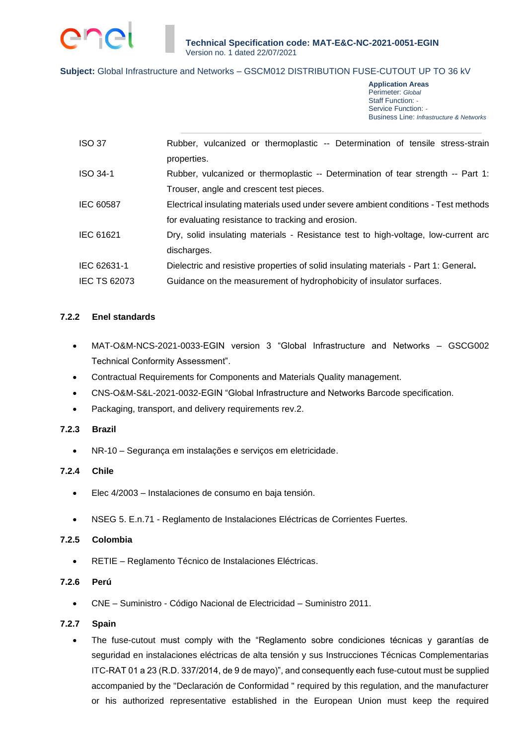| | |
|---|---|
| ISO 37 | Rubber, vulcanized or thermoplastic -- Determination of tensile stress-strain properties. |
| ISO 34-1 | Rubber, vulcanized or thermoplastic -- Determination of tear strength -- Part 1: Trouser, angle and crescent test pieces. |
| IEC 60587 | Electrical insulating materials used under severe ambient conditions - Test methods for evaluating resistance to tracking and erosion. |
| IEC 61621 | Dry, solid insulating materials - Resistance test to high-voltage, low-current arc discharges. |
| IEC 62631-1 | Dielectric and resistive properties of solid insulating materials - Part 1: General. |
| IEC TS 62073 | Guidance on the measurement of hydrophobicity of insulator surfaces. |

### 7.2.2 Enel standards

- MAT-O&M-NCS-2021-0033-EGIN version 3 “Global Infrastructure and Networks – GSCG002 Technical Conformity Assessment”.
- Contractual Requirements for Components and Materials Quality management.
- CNS-O&M-S&L-2021-0032-EGIN “Global Infrastructure and Networks Barcode specification.
- Packaging, transport, and delivery requirements rev.2.

### 7.2.3 Brazil

- NR-10 – Segurança em instalações e serviços em eletricidade.

### 7.2.4 Chile

- Elec 4/2003 – Instalaciones de consumo en baja tensión.

- NSEG 5. E.n.71 - Reglamento de Instalaciones Eléctricas de Corrientes Fuertes.

### 7.2.5 Colombia

- RETIE – Reglamento Técnico de Instalaciones Eléctricas.

### 7.2.6 Perú

- CNE – Suministro - Código Nacional de Electricidad – Suministro 2011.

### 7.2.7 Spain

- The fuse-cutout must comply with the “Reglamento sobre condiciones técnicas y garantías de seguridad en instalaciones eléctricas de alta tensión y sus Instrucciones Técnicas Complementarias ITC-RAT 01 a 23 (R.D. 337/2014, de 9 de mayo)”, and consequently each fuse-cutout must be supplied accompanied by the "Declaración de Conformidad " required by this regulation, and the manufacturer or his authorized representative established in the European Union must keep the required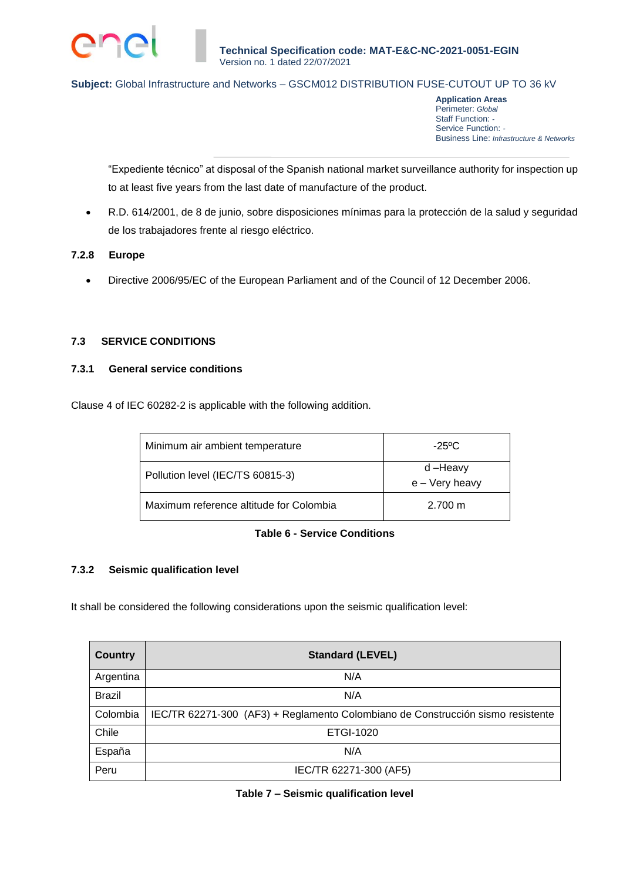"Expediente técnico" at disposal of the Spanish national market surveillance authority for inspection up to at least five years from the last date of manufacture of the product.

- R.D. 614/2001, de 8 de junio, sobre disposiciones mínimas para la protección de la salud y seguridad de los trabajadores frente al riesgo eléctrico.

#### 7.2.8 Europe

- Directive 2006/95/EC of the European Parliament and of the Council of 12 December 2006.

### 7.3 SERVICE CONDITIONS

#### 7.3.1 General service conditions

Clause 4 of IEC 60282-2 is applicable with the following addition.

| | |
|---|---|
| Minimum air ambient temperature | -25ºC |
| Pollution level (IEC/TS 60815-3) | d –Heavy<br>e – Very heavy |
| Maximum reference altitude for Colombia | 2.700 m |

**Table 6 - Service Conditions**

#### 7.3.2 Seismic qualification level

It shall be considered the following considerations upon the seismic qualification level:

| Country | Standard (LEVEL) |
|---|---|
| Argentina | N/A |
| Brazil | N/A |
| Colombia | IEC/TR 62271-300 (AF3) + Reglamento Colombiano de Construcción sismo resistente |
| Chile | ETGI-1020 |
| España | N/A |
| Peru | IEC/TR 62271-300 (AF5) |

**Table 7 – Seismic qualification level**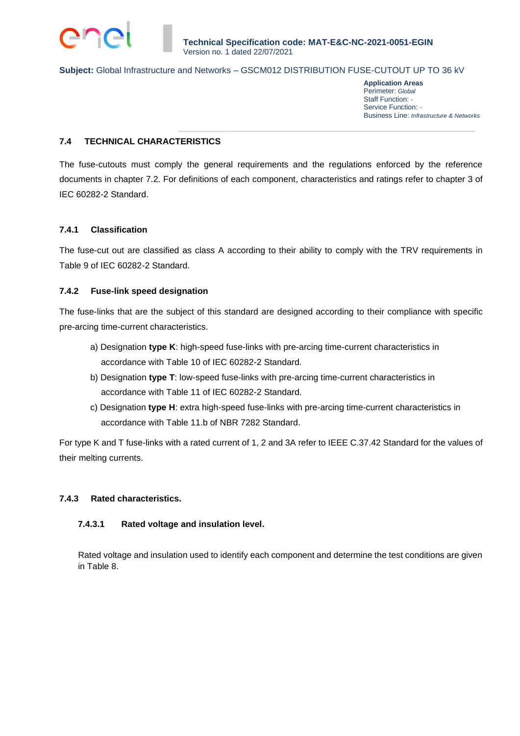### 7.4 TECHNICAL CHARACTERISTICS

The fuse-cutouts must comply the general requirements and the regulations enforced by the reference documents in chapter 7.2. For definitions of each component, characteristics and ratings refer to chapter 3 of IEC 60282-2 Standard.

#### 7.4.1 Classification

The fuse-cut out are classified as class A according to their ability to comply with the TRV requirements in Table 9 of IEC 60282-2 Standard.

#### 7.4.2 Fuse-link speed designation

The fuse-links that are the subject of this standard are designed according to their compliance with specific pre-arcing time-current characteristics.

a) Designation **type K**: high-speed fuse-links with pre-arcing time-current characteristics in accordance with Table 10 of IEC 60282-2 Standard.

b) Designation **type T**: low-speed fuse-links with pre-arcing time-current characteristics in accordance with Table 11 of IEC 60282-2 Standard.

c) Designation **type H**: extra high-speed fuse-links with pre-arcing time-current characteristics in accordance with Table 11.b of NBR 7282 Standard.

For type K and T fuse-links with a rated current of 1, 2 and 3A refer to IEEE C.37.42 Standard for the values of their melting currents.

#### 7.4.3 Rated characteristics.

##### 7.4.3.1 Rated voltage and insulation level.

Rated voltage and insulation used to identify each component and determine the test conditions are given in Table 8.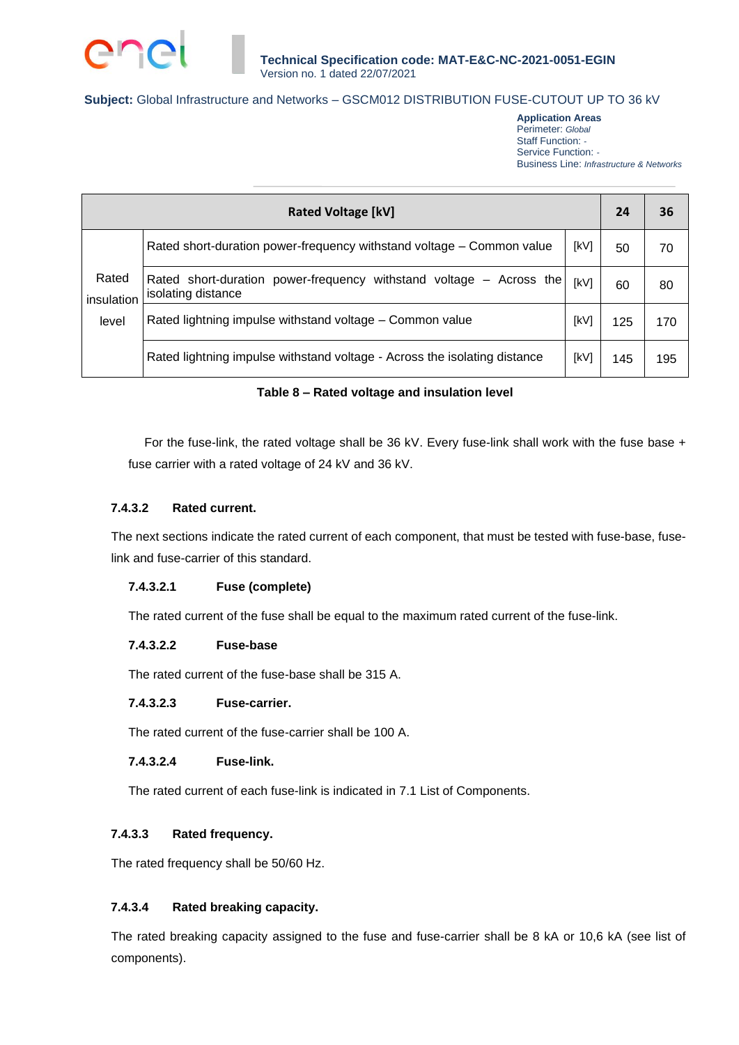| Rated Voltage [kV] | | | 24 | 36 |
|---|---|---|---|---|
| Rated insulation level | Rated short-duration power-frequency withstand voltage – Common value | [kV] | 50 | 70 |
| | Rated short-duration power-frequency withstand voltage – Across the isolating distance | [kV] | 60 | 80 |
| | Rated lightning impulse withstand voltage – Common value | [kV] | 125 | 170 |
| | Rated lightning impulse withstand voltage - Across the isolating distance | [kV] | 145 | 195 |

**Table 8 – Rated voltage and insulation level**

For the fuse-link, the rated voltage shall be 36 kV. Every fuse-link shall work with the fuse base + fuse carrier with a rated voltage of 24 kV and 36 kV.

#### 7.4.3.2 Rated current.

The next sections indicate the rated current of each component, that must be tested with fuse-base, fuse-link and fuse-carrier of this standard.

##### 7.4.3.2.1 Fuse (complete)

The rated current of the fuse shall be equal to the maximum rated current of the fuse-link.

##### 7.4.3.2.2 Fuse-base

The rated current of the fuse-base shall be 315 A.

##### 7.4.3.2.3 Fuse-carrier.

The rated current of the fuse-carrier shall be 100 A.

##### 7.4.3.2.4 Fuse-link.

The rated current of each fuse-link is indicated in 7.1 List of Components.

#### 7.4.3.3 Rated frequency.

The rated frequency shall be 50/60 Hz.

#### 7.4.3.4 Rated breaking capacity.

The rated breaking capacity assigned to the fuse and fuse-carrier shall be 8 kA or 10,6 kA (see list of components).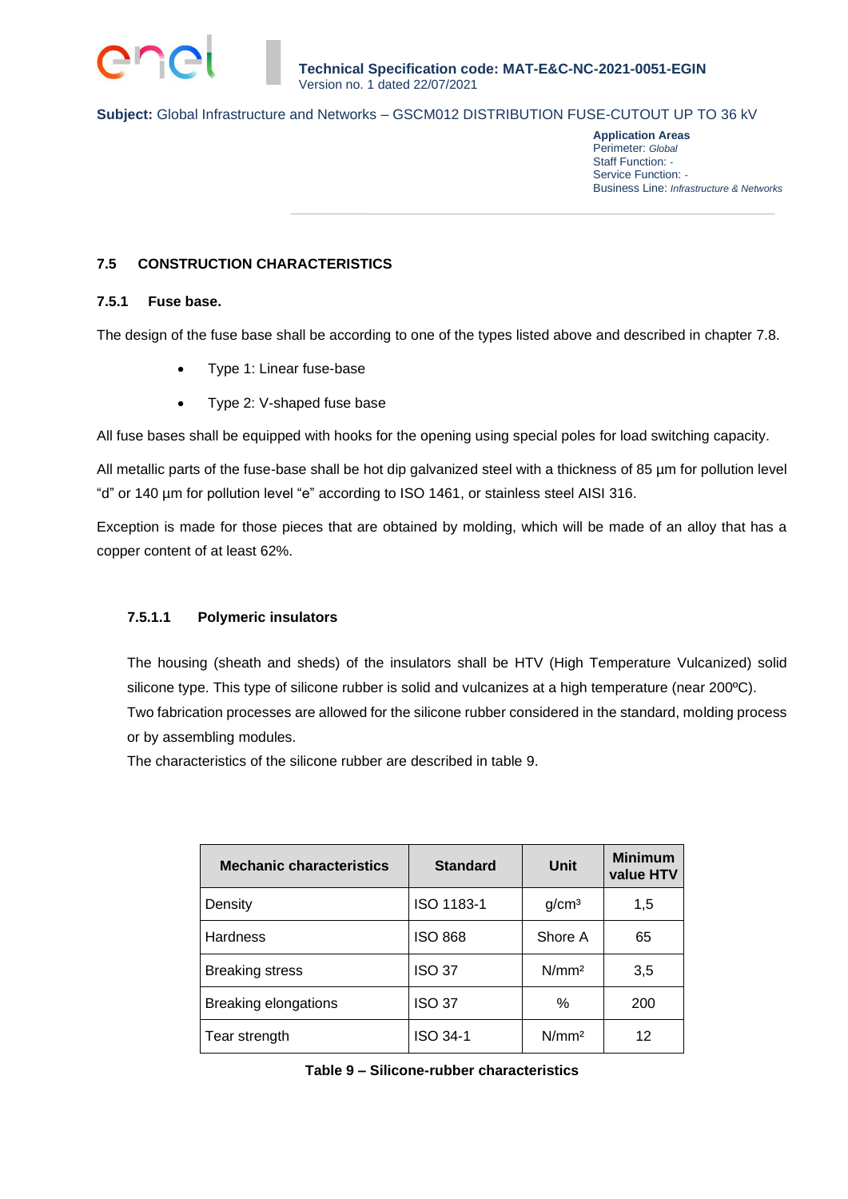## 7.5 CONSTRUCTION CHARACTERISTICS

### 7.5.1 Fuse base.

The design of the fuse base shall be according to one of the types listed above and described in chapter 7.8.

- Type 1: Linear fuse-base
- Type 2: V-shaped fuse base

All fuse bases shall be equipped with hooks for the opening using special poles for load switching capacity.

All metallic parts of the fuse-base shall be hot dip galvanized steel with a thickness of 85 µm for pollution level “d” or 140 µm for pollution level “e” according to ISO 1461, or stainless steel AISI 316.

Exception is made for those pieces that are obtained by molding, which will be made of an alloy that has a copper content of at least 62%.

#### 7.5.1.1 Polymeric insulators

The housing (sheath and sheds) of the insulators shall be HTV (High Temperature Vulcanized) solid silicone type. This type of silicone rubber is solid and vulcanizes at a high temperature (near 200ºC).
Two fabrication processes are allowed for the silicone rubber considered in the standard, molding process or by assembling modules.
The characteristics of the silicone rubber are described in table 9.

| Mechanic characteristics | Standard | Unit | Minimum value HTV |
|---|---|---|---|
| Density | ISO 1183-1 | g/cm³ | 1,5 |
| Hardness | ISO 868 | Shore A | 65 |
| Breaking stress | ISO 37 | N/mm² | 3,5 |
| Breaking elongations | ISO 37 | % | 200 |
| Tear strength | ISO 34-1 | N/mm² | 12 |

**Table 9 – Silicone-rubber characteristics**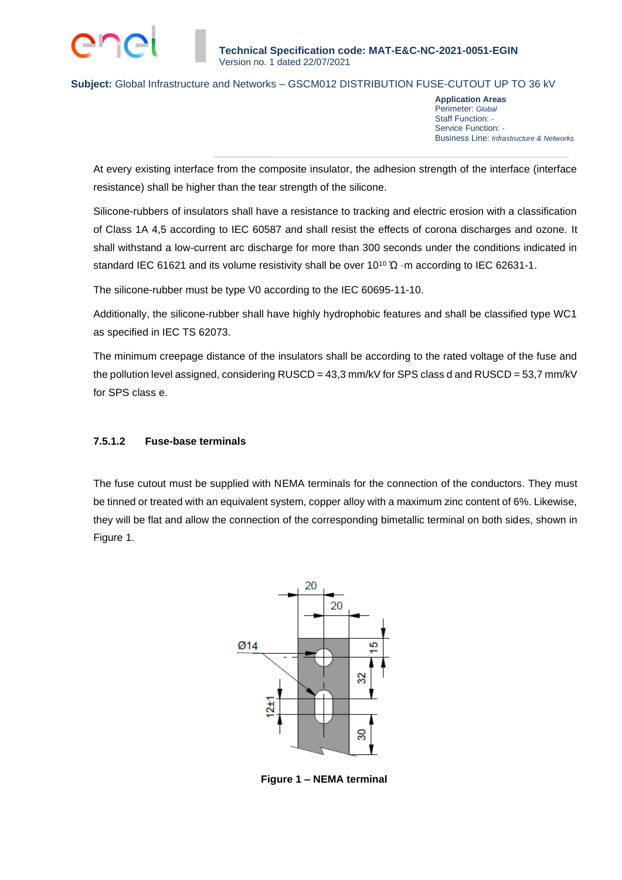At every existing interface from the composite insulator, the adhesion strength of the interface (interface resistance) shall be higher than the tear strength of the silicone.

Silicone-rubbers of insulators shall have a resistance to tracking and electric erosion with a classification of Class 1A 4,5 according to IEC 60587 and shall resist the effects of corona discharges and ozone. It shall withstand a low-current arc discharge for more than 300 seconds under the conditions indicated in standard IEC 61621 and its volume resistivity shall be over $10^{10}$ Ω ·m according to IEC 62631-1.

The silicone-rubber must be type V0 according to the IEC 60695-11-10.

Additionally, the silicone-rubber shall have highly hydrophobic features and shall be classified type WC1 as specified in IEC TS 62073.

The minimum creepage distance of the insulators shall be according to the rated voltage of the fuse and the pollution level assigned, considering RUSCD = 43,3 mm/kV for SPS class d and RUSCD = 53,7 mm/kV for SPS class e.

#### 7.5.1.2 Fuse-base terminals

The fuse cutout must be supplied with NEMA terminals for the connection of the conductors. They must be tinned or treated with an equivalent system, copper alloy with a maximum zinc content of 6%. Likewise, they will be flat and allow the connection of the corresponding bimetallic terminal on both sides, shown in Figure 1.

**Figure 1 – NEMA terminal**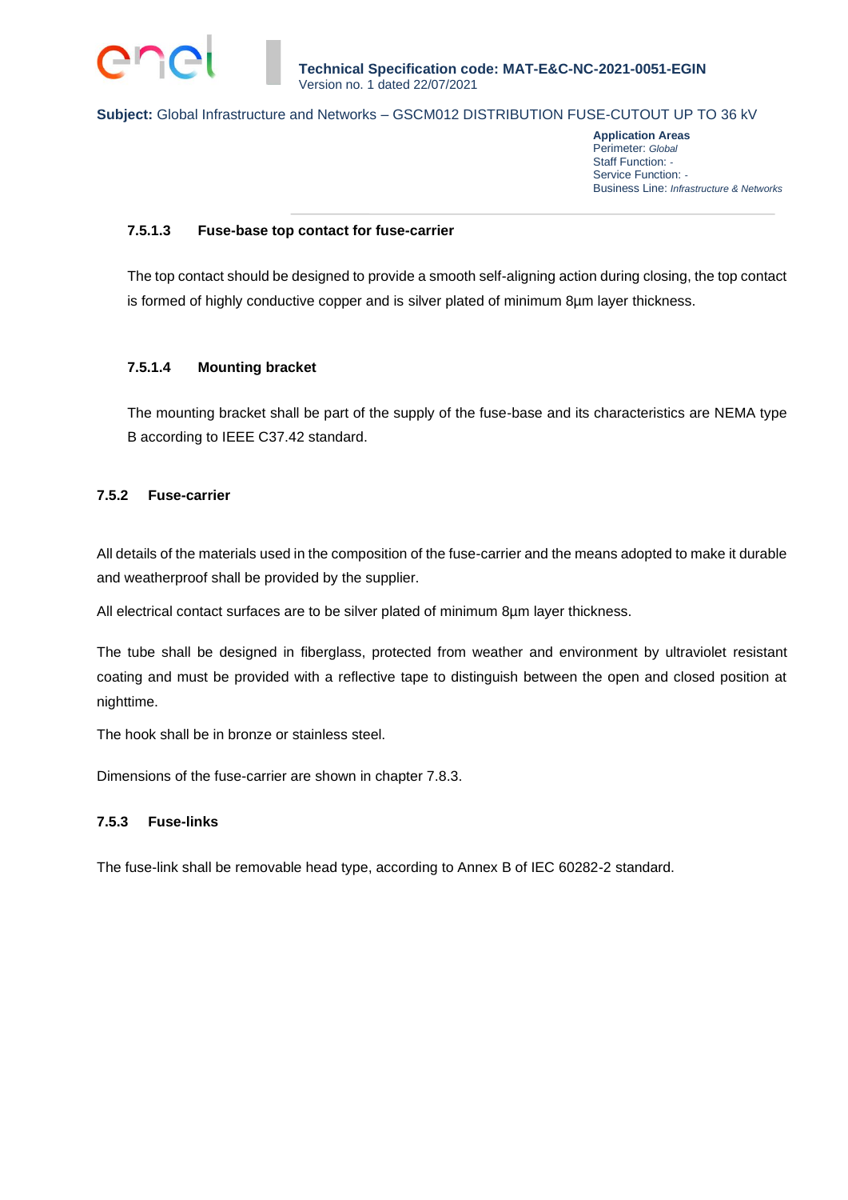#### 7.5.1.3 Fuse-base top contact for fuse-carrier

The top contact should be designed to provide a smooth self-aligning action during closing, the top contact is formed of highly conductive copper and is silver plated of minimum 8µm layer thickness.

#### 7.5.1.4 Mounting bracket

The mounting bracket shall be part of the supply of the fuse-base and its characteristics are NEMA type B according to IEEE C37.42 standard.

### 7.5.2 Fuse-carrier

All details of the materials used in the composition of the fuse-carrier and the means adopted to make it durable and weatherproof shall be provided by the supplier.

All electrical contact surfaces are to be silver plated of minimum 8µm layer thickness.

The tube shall be designed in fiberglass, protected from weather and environment by ultraviolet resistant coating and must be provided with a reflective tape to distinguish between the open and closed position at nighttime.

The hook shall be in bronze or stainless steel.

Dimensions of the fuse-carrier are shown in chapter 7.8.3.

### 7.5.3 Fuse-links

The fuse-link shall be removable head type, according to Annex B of IEC 60282-2 standard.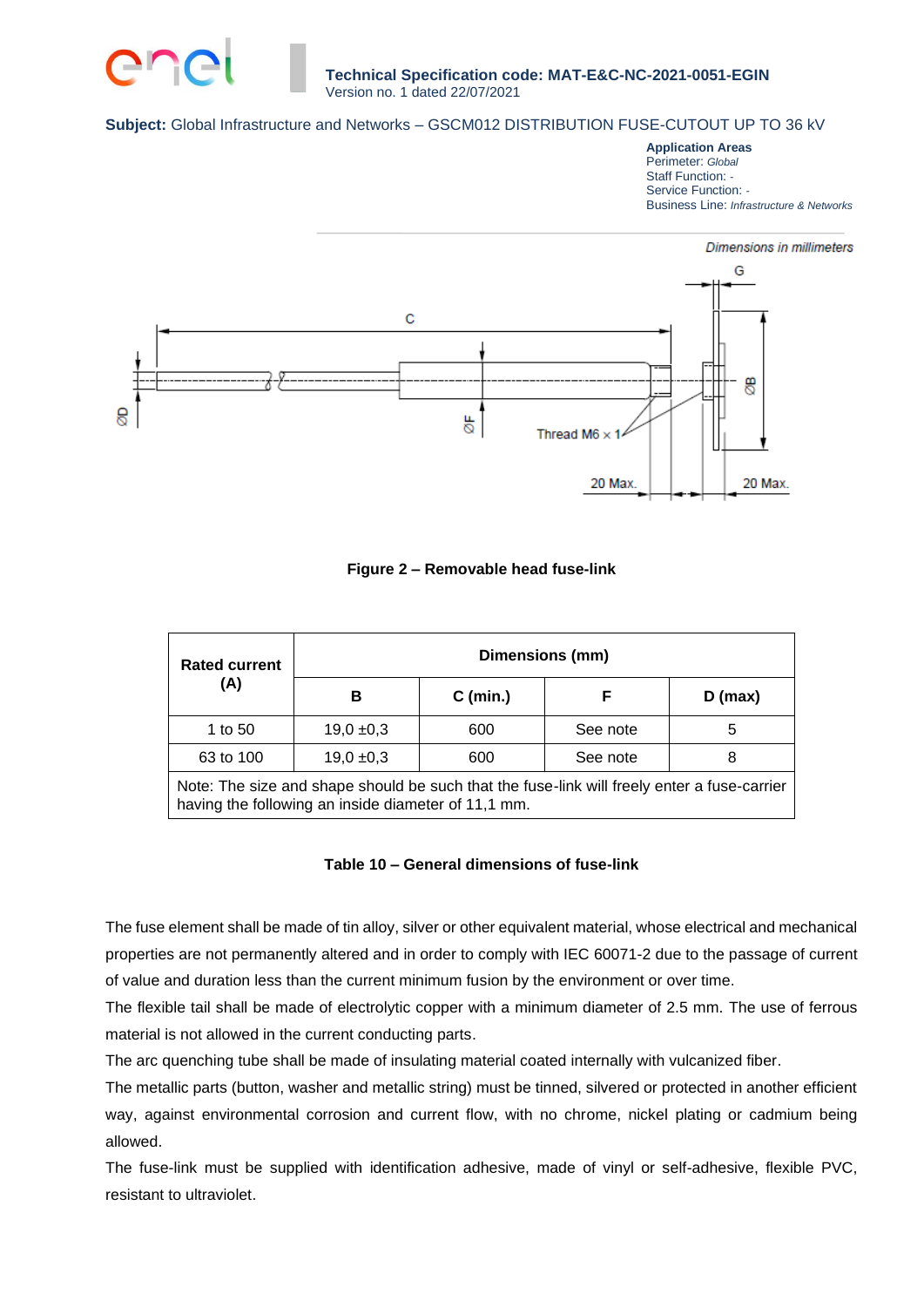Dimensions in millimeters

Figure 2 – Removable head fuse-link

| Rated current (A) | Dimensions (mm) | | | |
|---|---|---|---|---|
| | B | C (min.) | F | D (max) |
| 1 to 50 | 19,0 ±0,3 | 600 | See note | 5 |
| 63 to 100 | 19,0 ±0,3 | 600 | See note | 8 |
| Note: The size and shape should be such that the fuse-link will freely enter a fuse-carrier having the following an inside diameter of 11,1 mm. | | | | |

**Table 10 – General dimensions of fuse-link**

The fuse element shall be made of tin alloy, silver or other equivalent material, whose electrical and mechanical properties are not permanently altered and in order to comply with IEC 60071-2 due to the passage of current of value and duration less than the current minimum fusion by the environment or over time.

The flexible tail shall be made of electrolytic copper with a minimum diameter of 2.5 mm. The use of ferrous material is not allowed in the current conducting parts.

The arc quenching tube shall be made of insulating material coated internally with vulcanized fiber.

The metallic parts (button, washer and metallic string) must be tinned, silvered or protected in another efficient way, against environmental corrosion and current flow, with no chrome, nickel plating or cadmium being allowed.

The fuse-link must be supplied with identification adhesive, made of vinyl or self-adhesive, flexible PVC, resistant to ultraviolet.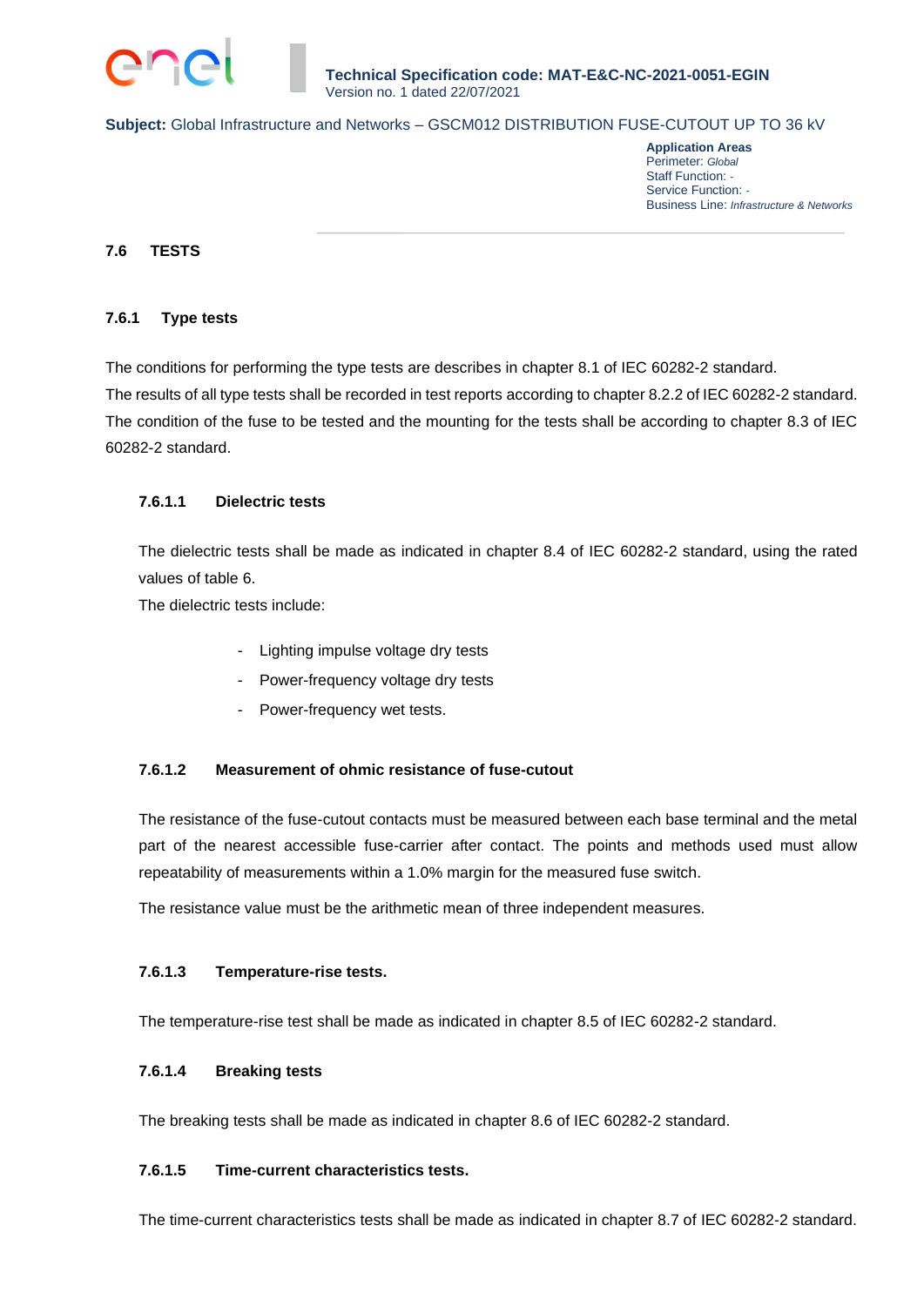## 7.6 TESTS

### 7.6.1 Type tests

The conditions for performing the type tests are describes in chapter 8.1 of IEC 60282-2 standard.
The results of all type tests shall be recorded in test reports according to chapter 8.2.2 of IEC 60282-2 standard.
The condition of the fuse to be tested and the mounting for the tests shall be according to chapter 8.3 of IEC 60282-2 standard.

#### 7.6.1.1 Dielectric tests

The dielectric tests shall be made as indicated in chapter 8.4 of IEC 60282-2 standard, using the rated values of table 6.
The dielectric tests include:

- Lighting impulse voltage dry tests
- Power-frequency voltage dry tests
- Power-frequency wet tests.

#### 7.6.1.2 Measurement of ohmic resistance of fuse-cutout

The resistance of the fuse-cutout contacts must be measured between each base terminal and the metal part of the nearest accessible fuse-carrier after contact. The points and methods used must allow repeatability of measurements within a 1.0% margin for the measured fuse switch.

The resistance value must be the arithmetic mean of three independent measures.

#### 7.6.1.3 Temperature-rise tests.

The temperature-rise test shall be made as indicated in chapter 8.5 of IEC 60282-2 standard.

#### 7.6.1.4 Breaking tests

The breaking tests shall be made as indicated in chapter 8.6 of IEC 60282-2 standard.

#### 7.6.1.5 Time-current characteristics tests.

The time-current characteristics tests shall be made as indicated in chapter 8.7 of IEC 60282-2 standard.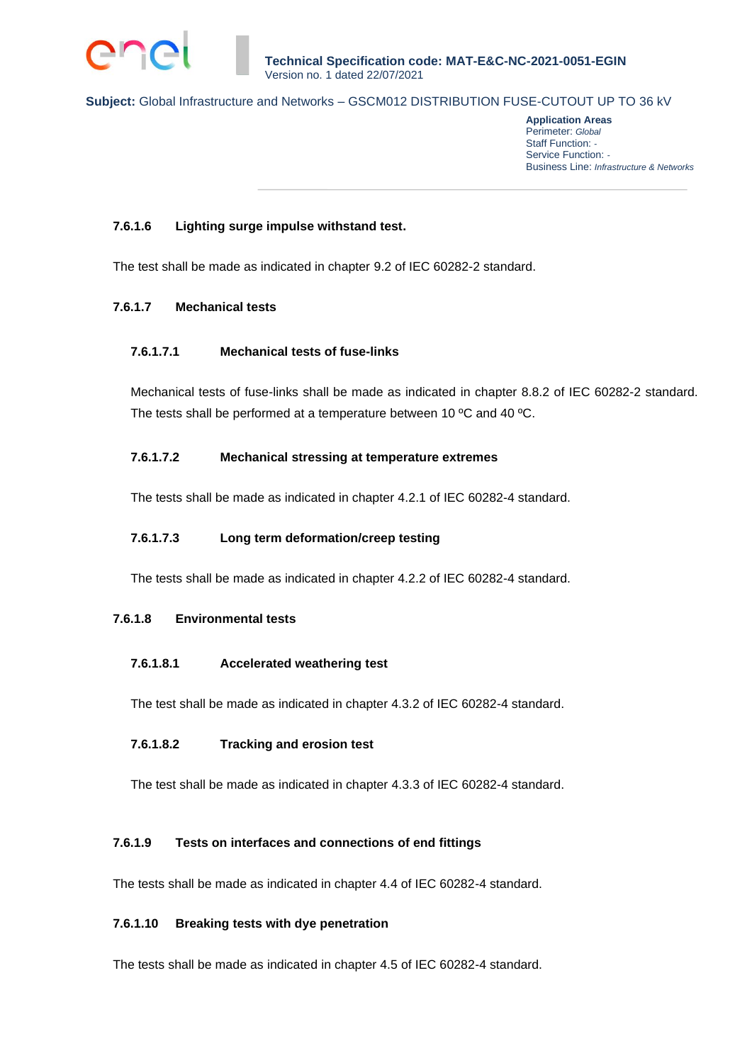#### 7.6.1.6 Lighting surge impulse withstand test.

The test shall be made as indicated in chapter 9.2 of IEC 60282-2 standard.

#### 7.6.1.7 Mechanical tests

##### 7.6.1.7.1 Mechanical tests of fuse-links

Mechanical tests of fuse-links shall be made as indicated in chapter 8.8.2 of IEC 60282-2 standard. The tests shall be performed at a temperature between 10 ºC and 40 ºC.

##### 7.6.1.7.2 Mechanical stressing at temperature extremes

The tests shall be made as indicated in chapter 4.2.1 of IEC 60282-4 standard.

##### 7.6.1.7.3 Long term deformation/creep testing

The tests shall be made as indicated in chapter 4.2.2 of IEC 60282-4 standard.

#### 7.6.1.8 Environmental tests

##### 7.6.1.8.1 Accelerated weathering test

The test shall be made as indicated in chapter 4.3.2 of IEC 60282-4 standard.

##### 7.6.1.8.2 Tracking and erosion test

The test shall be made as indicated in chapter 4.3.3 of IEC 60282-4 standard.

#### 7.6.1.9 Tests on interfaces and connections of end fittings

The tests shall be made as indicated in chapter 4.4 of IEC 60282-4 standard.

#### 7.6.1.10 Breaking tests with dye penetration

The tests shall be made as indicated in chapter 4.5 of IEC 60282-4 standard.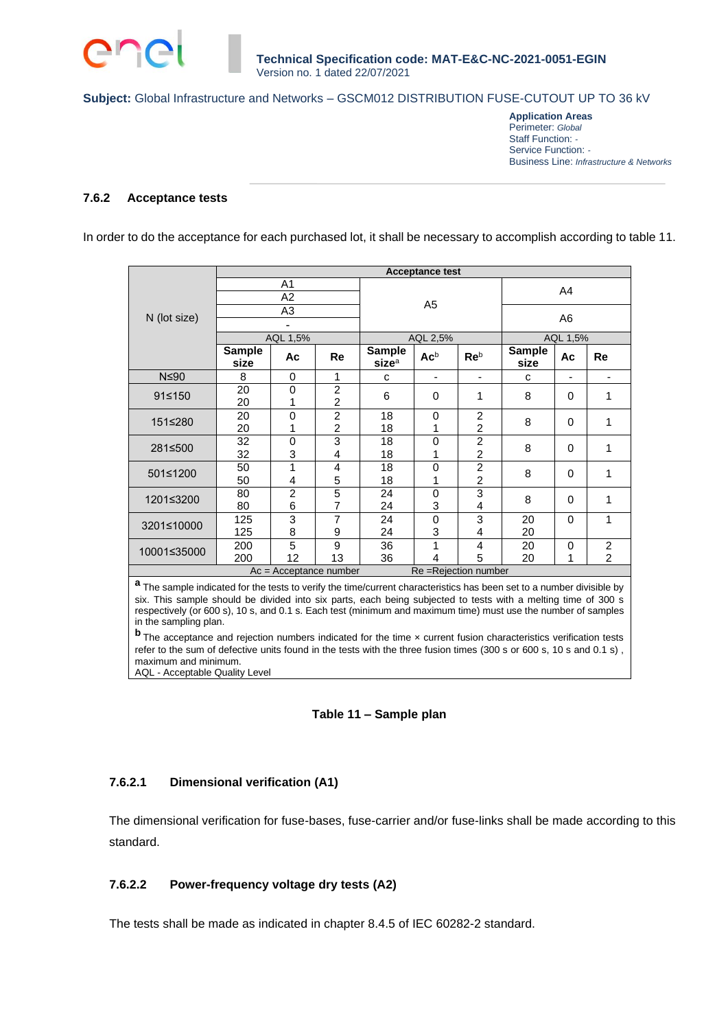### 7.6.2 Acceptance tests

In order to do the acceptance for each purchased lot, it shall be necessary to accomplish according to table 11.

| N (lot size) | Acceptance test | | | | | | | | |
|---|---|---|---|---|---|---|---|---|---|
| | A1<br>A2<br>A3<br>- | | | A5 | | | A4<br>A6 | | |
| | AQL 1,5% | | | AQL 2,5% | | | AQL 1,5% | | |
| | **Sample size** | **Ac** | **Re** | **Sample size**[a] | **Ac**[b] | **Re**[b] | **Sample size** | **Ac** | **Re** |
| N≤90 | 8 | 0 | 1 | c | - | - | c | - | - |
| 91≤150 | 20<br>20 | 0<br>1 | 2<br>2 | 6 | 0 | 1 | 8 | 0 | 1 |
| 151≤280 | 20<br>20 | 0<br>1 | 2<br>2 | 18<br>18 | 0<br>1 | 2<br>2 | 8 | 0 | 1 |
| 281≤500 | 32<br>32 | 0<br>3 | 3<br>4 | 18<br>18 | 0<br>1 | 2<br>2 | 8 | 0 | 1 |
| 501≤1200 | 50<br>50 | 1<br>4 | 4<br>5 | 18<br>18 | 0<br>1 | 2<br>2 | 8 | 0 | 1 |
| 1201≤3200 | 80<br>80 | 2<br>6 | 5<br>7 | 24<br>24 | 0<br>3 | 3<br>4 | 8 | 0 | 1 |
| 3201≤10000 | 125<br>125 | 3<br>8 | 7<br>9 | 24<br>24 | 0<br>3 | 3<br>4 | 20<br>20 | 0 | 1 |
| 10001≤35000 | 200<br>200 | 5<br>12 | 9<br>13 | 36<br>36 | 1<br>4 | 4<br>5 | 20<br>20 | 0<br>1 | 2<br>2 |
| Ac = Acceptance number | | | | Re =Rejection number | | | | | |

**a** The sample indicated for the tests to verify the time/current characteristics has been set to a number divisible by six. This sample should be divided into six parts, each being subjected to tests with a melting time of 300 s respectively (or 600 s), 10 s, and 0.1 s. Each test (minimum and maximum time) must use the number of samples in the sampling plan.

**b** The acceptance and rejection numbers indicated for the time × current fusion characteristics verification tests refer to the sum of defective units found in the tests with the three fusion times (300 s or 600 s, 10 s and 0.1 s) , maximum and minimum.

AQL - Acceptable Quality Level

**Table 11 – Sample plan**

#### 7.6.2.1 Dimensional verification (A1)

The dimensional verification for fuse-bases, fuse-carrier and/or fuse-links shall be made according to this standard.

#### 7.6.2.2 Power-frequency voltage dry tests (A2)

The tests shall be made as indicated in chapter 8.4.5 of IEC 60282-2 standard.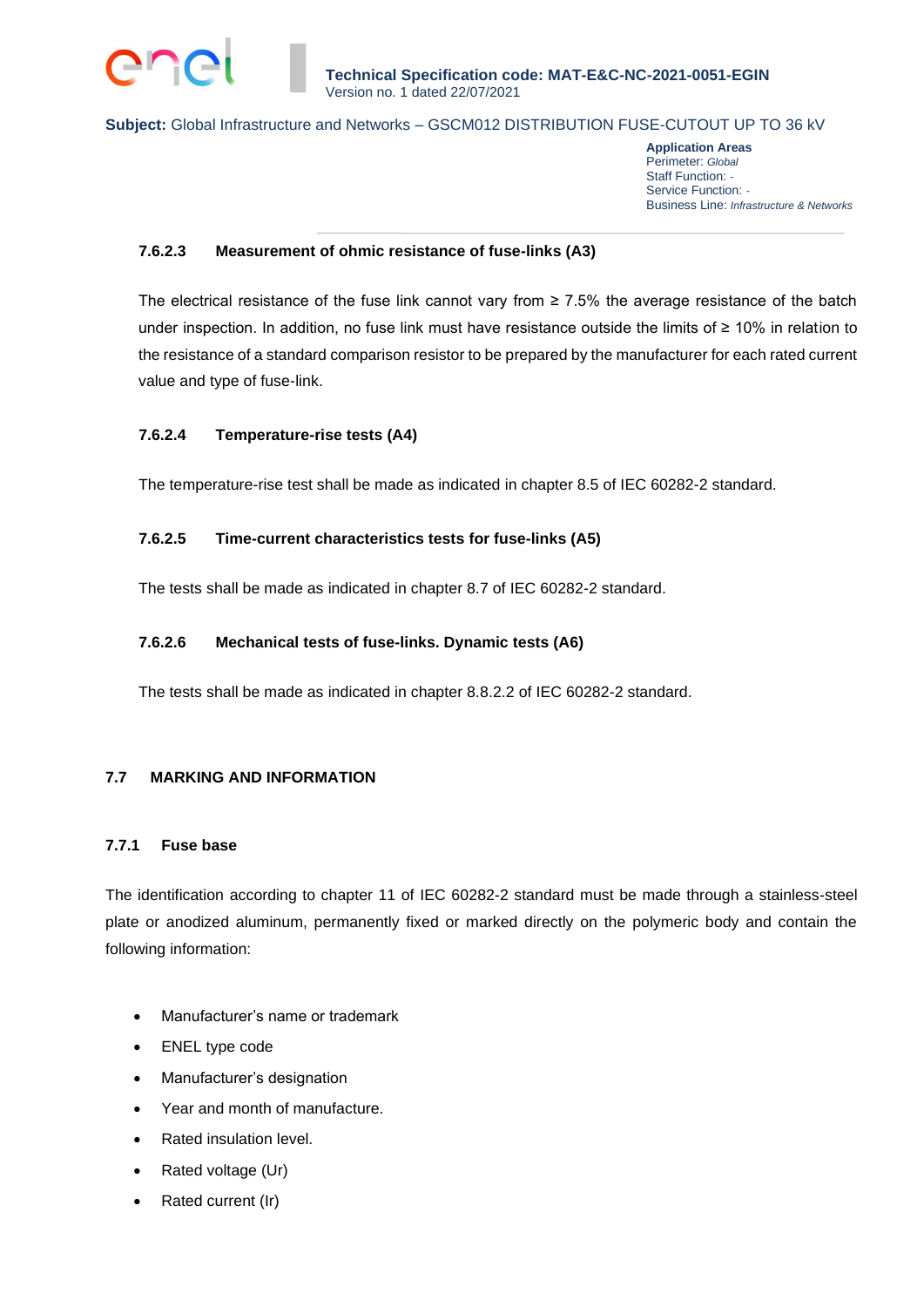#### 7.6.2.3 Measurement of ohmic resistance of fuse-links (A3)

The electrical resistance of the fuse link cannot vary from ≥ 7.5% the average resistance of the batch under inspection. In addition, no fuse link must have resistance outside the limits of ≥ 10% in relation to the resistance of a standard comparison resistor to be prepared by the manufacturer for each rated current value and type of fuse-link.

#### 7.6.2.4 Temperature-rise tests (A4)

The temperature-rise test shall be made as indicated in chapter 8.5 of IEC 60282-2 standard.

#### 7.6.2.5 Time-current characteristics tests for fuse-links (A5)

The tests shall be made as indicated in chapter 8.7 of IEC 60282-2 standard.

#### 7.6.2.6 Mechanical tests of fuse-links. Dynamic tests (A6)

The tests shall be made as indicated in chapter 8.8.2.2 of IEC 60282-2 standard.

## 7.7 MARKING AND INFORMATION

### 7.7.1 Fuse base

The identification according to chapter 11 of IEC 60282-2 standard must be made through a stainless-steel plate or anodized aluminum, permanently fixed or marked directly on the polymeric body and contain the following information:

- Manufacturer's name or trademark
- ENEL type code
- Manufacturer's designation
- Year and month of manufacture.
- Rated insulation level.
- Rated voltage (Ur)
- Rated current (Ir)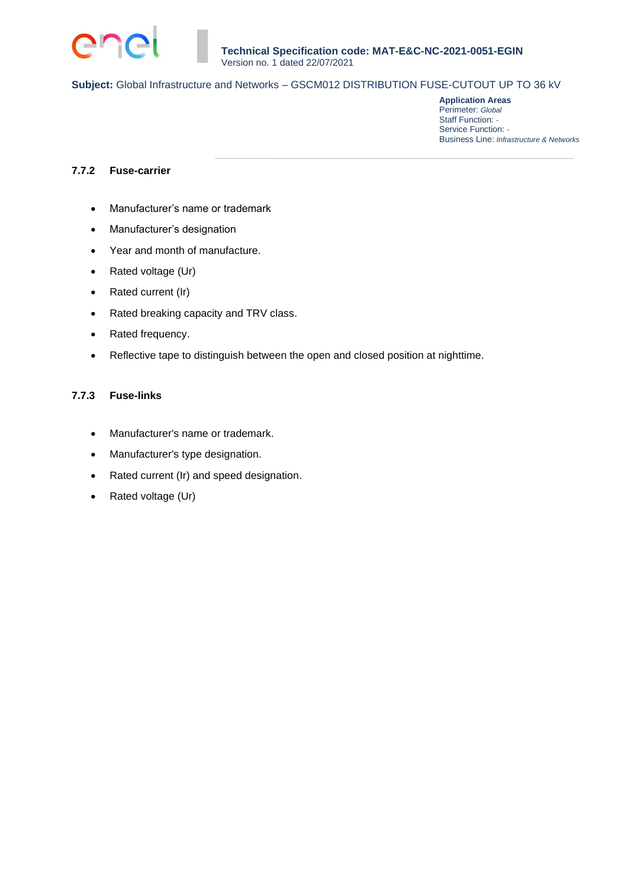### 7.7.2 Fuse-carrier

- Manufacturer’s name or trademark
- Manufacturer’s designation
- Year and month of manufacture.
- Rated voltage (Ur)
- Rated current (Ir)
- Rated breaking capacity and TRV class.
- Rated frequency.
- Reflective tape to distinguish between the open and closed position at nighttime.

### 7.7.3 Fuse-links

- Manufacturer's name or trademark.
- Manufacturer's type designation.
- Rated current (Ir) and speed designation.
- Rated voltage (Ur)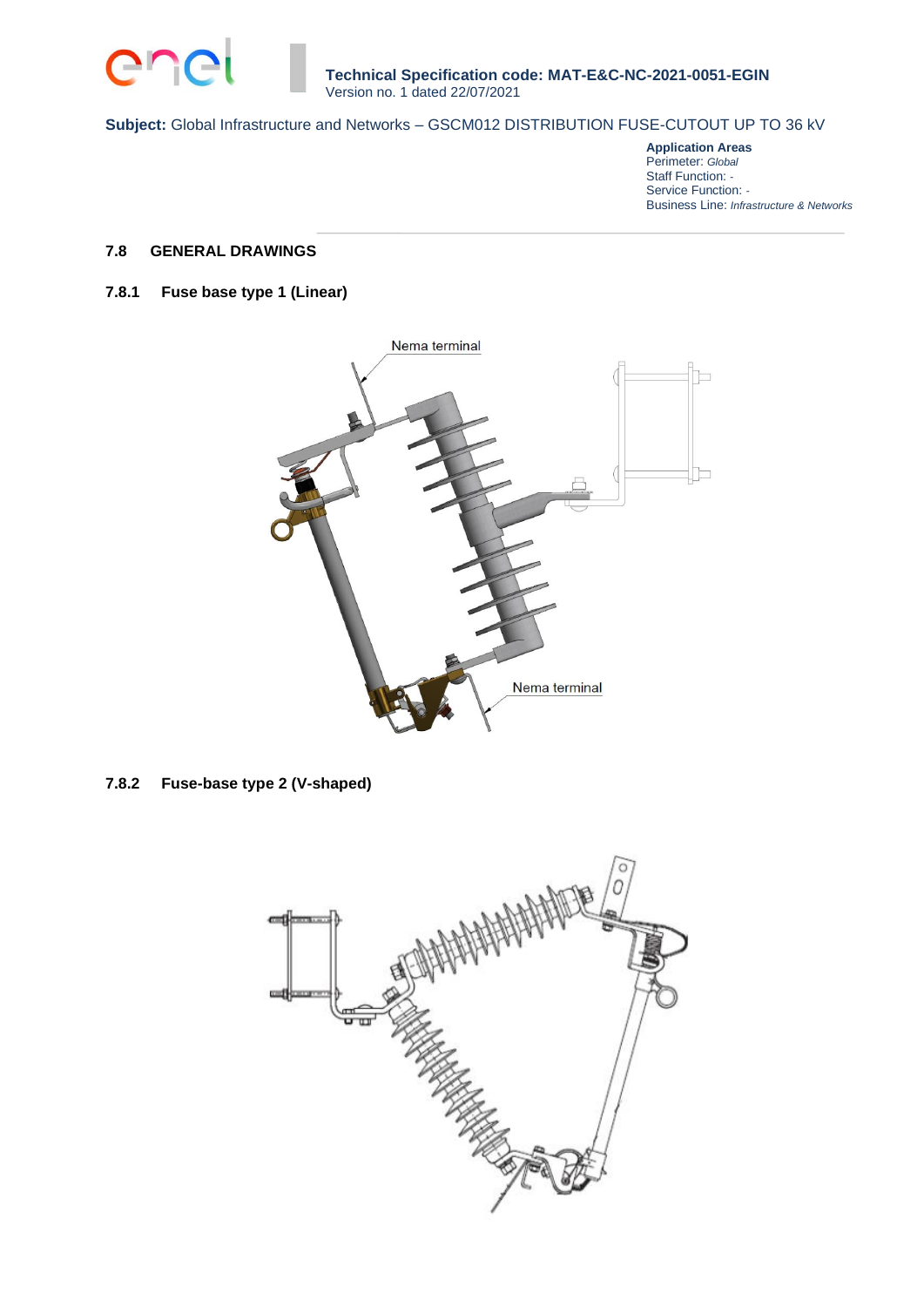## 7.8 GENERAL DRAWINGS

### 7.8.1 Fuse base type 1 (Linear)

Nema terminal

Nema terminal

### 7.8.2 Fuse-base type 2 (V-shaped)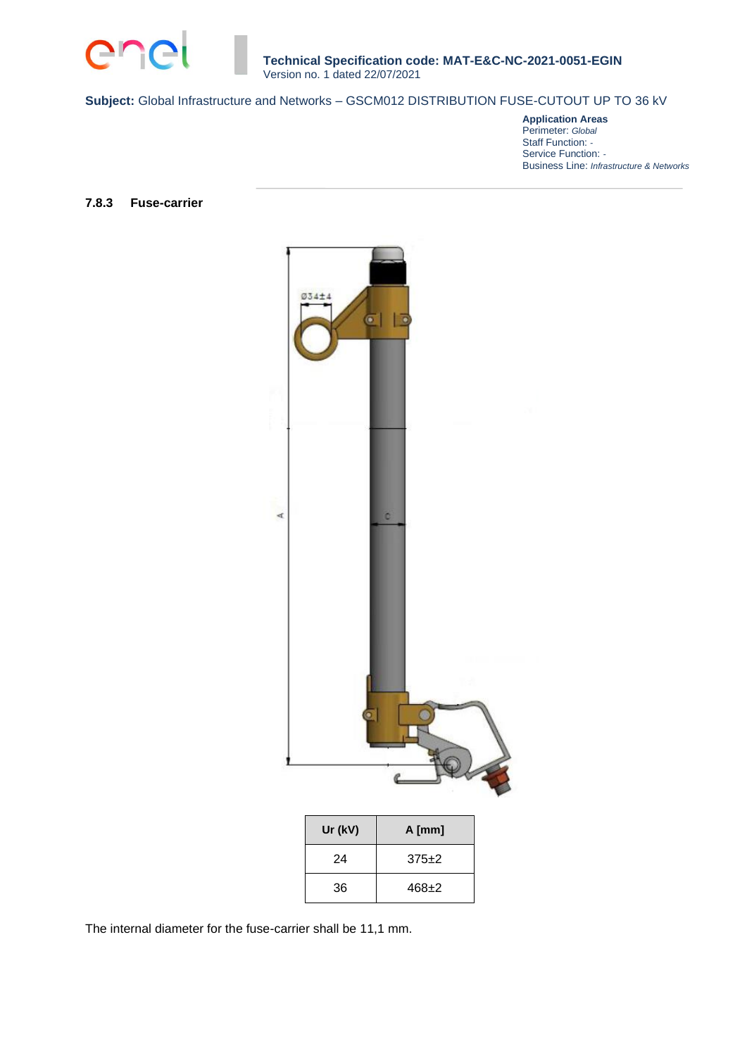### 7.8.3 Fuse-carrier

| Ur (kV) | A [mm] |
|---|---|
| 24 | 375±2 |
| 36 | 468±2 |

The internal diameter for the fuse-carrier shall be 11,1 mm.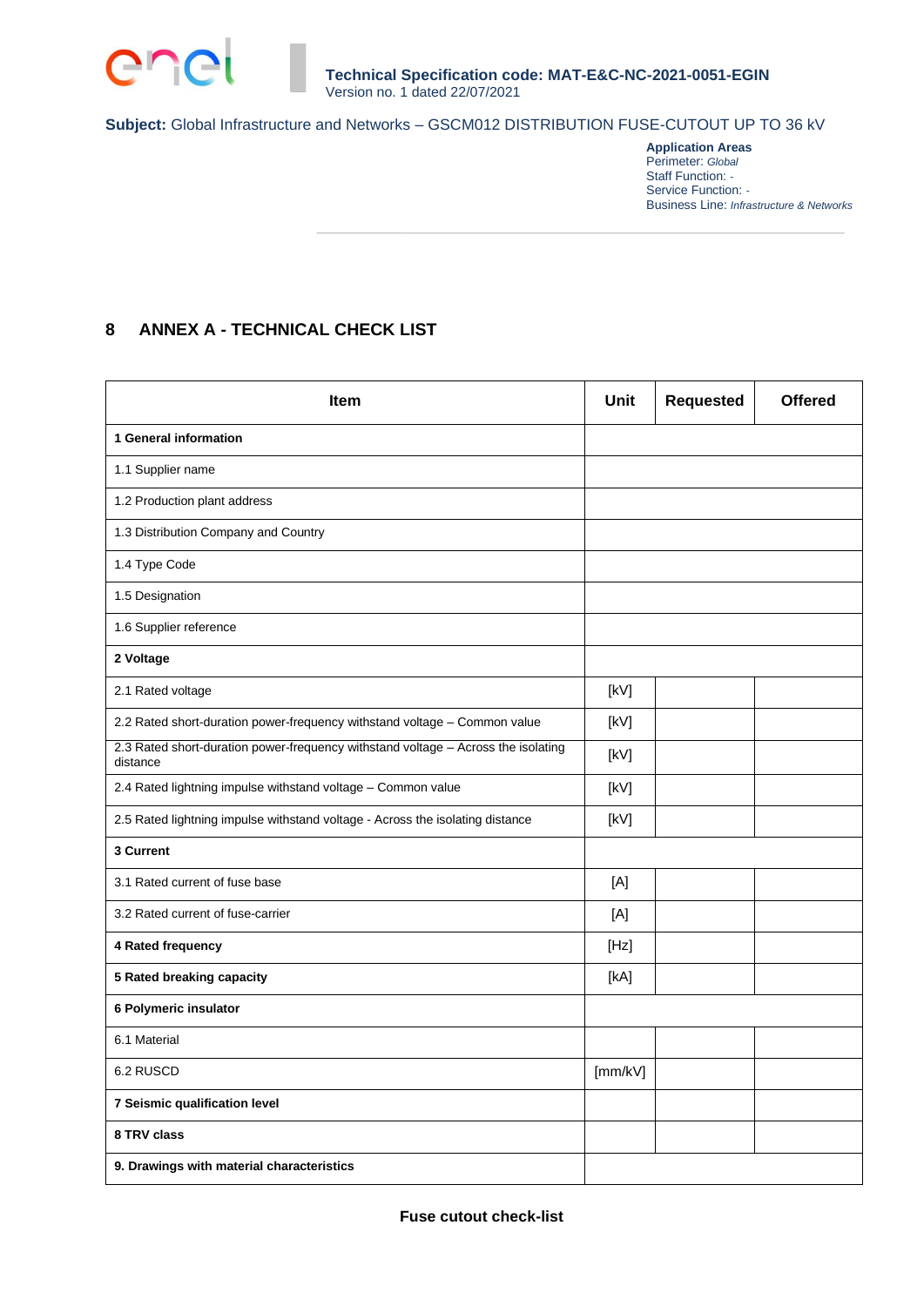## 8 ANNEX A - TECHNICAL CHECK LIST

| Item | Unit | Requested | Offered |
|---|---|---|---|
| **1 General information** | | | |
| 1.1 Supplier name | | | |
| 1.2 Production plant address | | | |
| 1.3 Distribution Company and Country | | | |
| 1.4 Type Code | | | |
| 1.5 Designation | | | |
| 1.6 Supplier reference | | | |
| **2 Voltage** | | | |
| 2.1 Rated voltage | [kV] | | |
| 2.2 Rated short-duration power-frequency withstand voltage – Common value | [kV] | | |
| 2.3 Rated short-duration power-frequency withstand voltage – Across the isolating distance | [kV] | | |
| 2.4 Rated lightning impulse withstand voltage – Common value | [kV] | | |
| 2.5 Rated lightning impulse withstand voltage - Across the isolating distance | [kV] | | |
| **3 Current** | | | |
| 3.1 Rated current of fuse base | [A] | | |
| 3.2 Rated current of fuse-carrier | [A] | | |
| **4 Rated frequency** | [Hz] | | |
| **5 Rated breaking capacity** | [kA] | | |
| **6 Polymeric insulator** | | | |
| 6.1 Material | | | |
| 6.2 RUSCD | [mm/kV] | | |
| **7 Seismic qualification level** | | | |
| **8 TRV class** | | | |
| **9. Drawings with material characteristics** | | | |

**Fuse cutout check-list**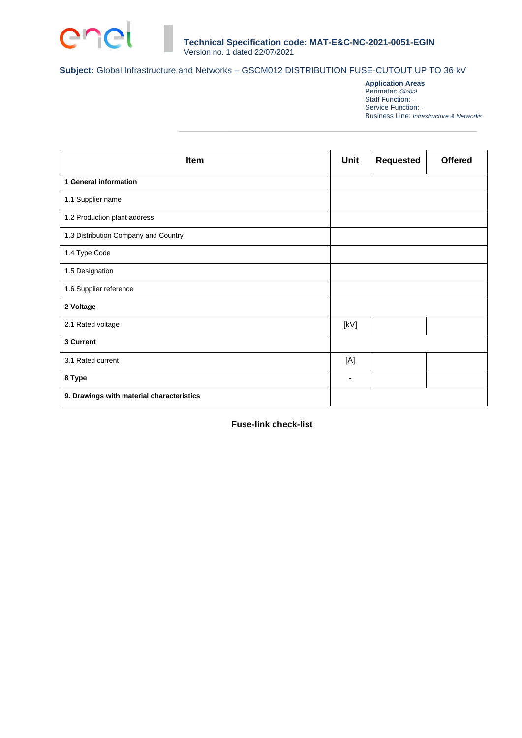| Item | Unit | Requested | Offered |
|---|---|---|---|
| **1 General information** | | | |
| 1.1 Supplier name | | | |
| 1.2 Production plant address | | | |
| 1.3 Distribution Company and Country | | | |
| 1.4 Type Code | | | |
| 1.5 Designation | | | |
| 1.6 Supplier reference | | | |
| **2 Voltage** | | | |
| 2.1 Rated voltage | [kV] | | |
| **3 Current** | | | |
| 3.1 Rated current | [A] | | |
| **8 Type** | - | | |
| **9. Drawings with material characteristics** | | | |

**Fuse-link check-list**